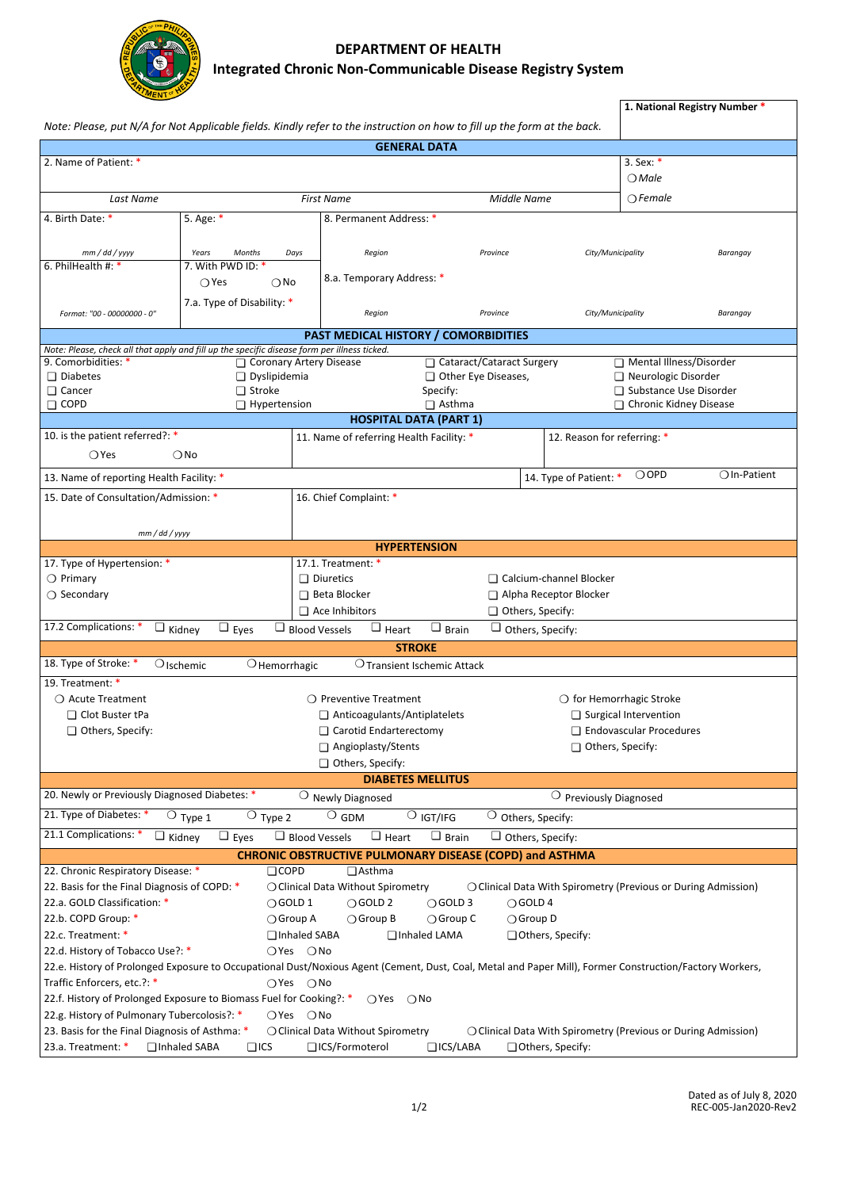# DEPARTMENT OF HEALTH
## Integrated Chronic Non-Communicable Disease Registry System

**1. National Registry Number** *

*Note: Please, put N/A for Not Applicable fields. Kindly refer to the instruction on how to fill up the form at the back.*

## GENERAL DATA

2. Name of Patient: *

*Last Name* | *First Name* | *Middle Name*

3. Sex: *
- ❍ *Male*
- ❍ *Female*

4. Birth Date: *
*mm / dd / yyyy*

5. Age: *
*Years* | *Months* | *Days*

8. Permanent Address: *
*Region* | *Province* | *City/Municipality* | *Barangay*

6. PhilHealth #: *
*Format: "00 - 00000000 - 0"*

7. With PWD ID: *
❍ Yes ❍ No

7.a. Type of Disability: *

8.a. Temporary Address: *
*Region* | *Province* | *City/Municipality* | *Barangay*

## PAST MEDICAL HISTORY / COMORBIDITIES

*Note: Please, check all that apply and fill up the specific disease form per illness ticked.*

9. Comorbidities: *

- ❑ Diabetes
- ❑ Cancer
- ❑ COPD
- ❑ Coronary Artery Disease
- ❑ Dyslipidemia
- ❑ Stroke
- ❑ Hypertension
- ❑ Cataract/Cataract Surgery
- ❑ Other Eye Diseases,
  Specify:
- ❑ Asthma
- ❑ Mental Illness/Disorder
- ❑ Neurologic Disorder
- ❑ Substance Use Disorder
- ❑ Chronic Kidney Disease

## HOSPITAL DATA (PART 1)

10. is the patient referred?: *
❍ Yes ❍ No

11. Name of referring Health Facility: *

12. Reason for referring: *

13. Name of reporting Health Facility: *

14. Type of Patient: * ❍ OPD ❍ In-Patient

15. Date of Consultation/Admission: *
*mm / dd / yyyy*

16. Chief Complaint: *

## HYPERTENSION

17. Type of Hypertension: *
- ❍ Primary
- ❍ Secondary

17.1. Treatment: *
- ❑ Diuretics
- ❑ Beta Blocker
- ❑ Ace Inhibitors
- ❑ Calcium-channel Blocker
- ❑ Alpha Receptor Blocker
- ❑ Others, Specify:

17.2 Complications: * ❑ Kidney ❑ Eyes ❑ Blood Vessels ❑ Heart ❑ Brain ❑ Others, Specify:

## STROKE

18. Type of Stroke: * ❍ Ischemic ❍ Hemorrhagic ❍ Transient Ischemic Attack

19. Treatment: *

- ❍ Acute Treatment
  - ❑ Clot Buster tPa
  - ❑ Others, Specify:
- ❍ Preventive Treatment
  - ❑ Anticoagulants/Antiplatelets
  - ❑ Carotid Endarterectomy
  - ❑ Angioplasty/Stents
  - ❑ Others, Specify:
- ❍ for Hemorrhagic Stroke
  - ❑ Surgical Intervention
  - ❑ Endovascular Procedures
  - ❑ Others, Specify:

## DIABETES MELLITUS

20. Newly or Previously Diagnosed Diabetes: * ❍ Newly Diagnosed ❍ Previously Diagnosed

21. Type of Diabetes: * ❍ Type 1 ❍ Type 2 ❍ GDM ❍ IGT/IFG ❍ Others, Specify:

21.1 Complications: * ❑ Kidney ❑ Eyes ❑ Blood Vessels ❑ Heart ❑ Brain ❑ Others, Specify:

## CHRONIC OBSTRUCTIVE PULMONARY DISEASE (COPD) and ASTHMA

22. Chronic Respiratory Disease: * ❑ COPD ❑ Asthma

22. Basis for the Final Diagnosis of COPD: * ❍ Clinical Data Without Spirometry ❍ Clinical Data With Spirometry (Previous or During Admission)

22.a. GOLD Classification: * ❍ GOLD 1 ❍ GOLD 2 ❍ GOLD 3 ❍ GOLD 4

22.b. COPD Group: * ❍ Group A ❍ Group B ❍ Group C ❍ Group D

22.c. Treatment: * ❑ Inhaled SABA ❑ Inhaled LAMA ❑ Others, Specify:

22.d. History of Tobacco Use?: * ❍ Yes ❍ No

22.e. History of Prolonged Exposure to Occupational Dust/Noxious Agent (Cement, Dust, Coal, Metal and Paper Mill), Former Construction/Factory Workers, Traffic Enforcers, etc.?: * ❍ Yes ❍ No

22.f. History of Prolonged Exposure to Biomass Fuel for Cooking?: * ❍ Yes ❍ No

22.g. History of Pulmonary Tubercolosis?: * ❍ Yes ❍ No

23. Basis for the Final Diagnosis of Asthma: * ❍ Clinical Data Without Spirometry ❍ Clinical Data With Spirometry (Previous or During Admission)

23.a. Treatment: * ❑ Inhaled SABA ❑ ICS ❑ ICS/Formoterol ❑ ICS/LABA ❑ Others, Specify:

Dated as of July 8, 2020
REC-005-Jan2020-Rev2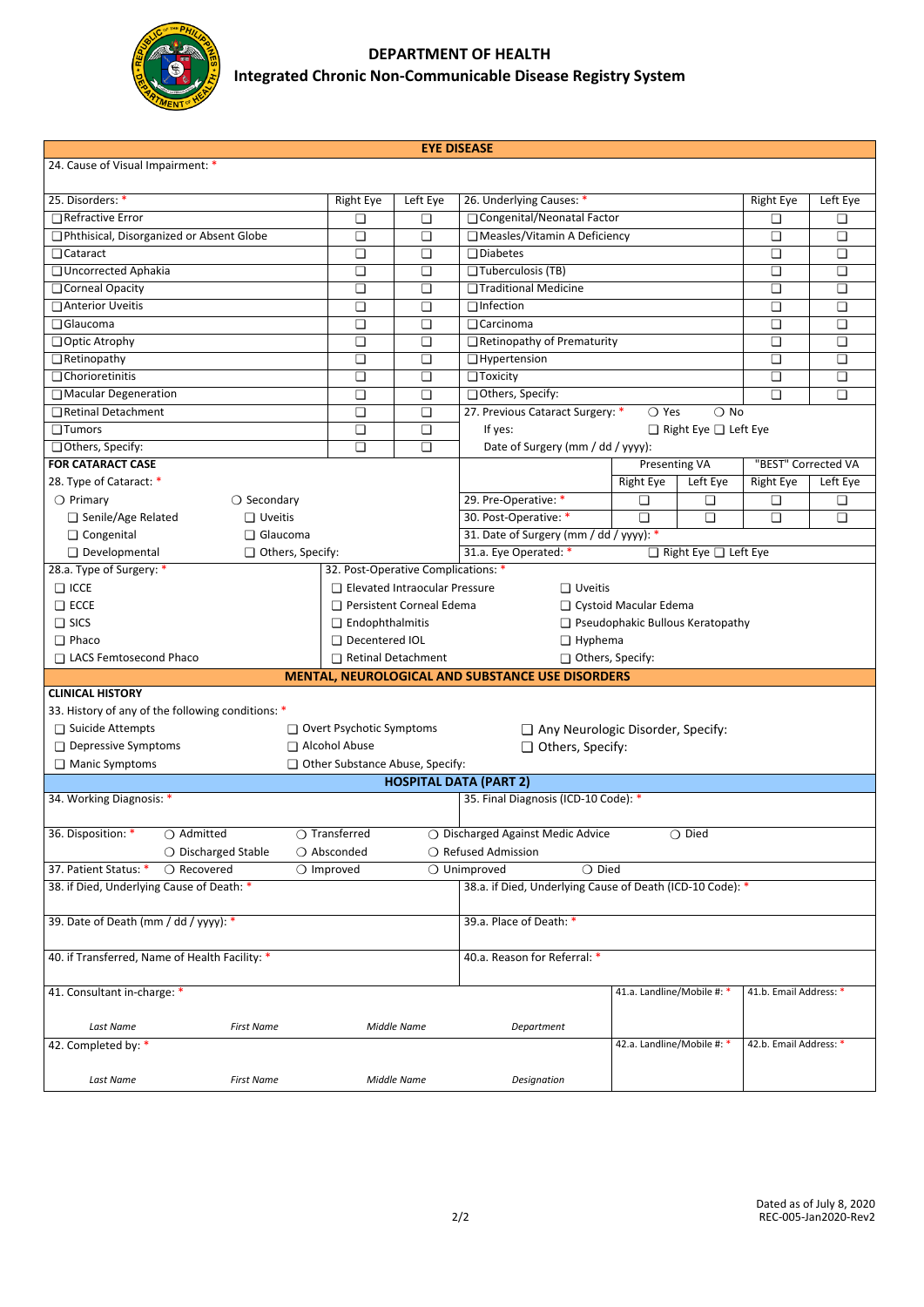# DEPARTMENT OF HEALTH
## Integrated Chronic Non-Communicable Disease Registry System

## EYE DISEASE

24. Cause of Visual Impairment: *

| 25. Disorders: * | Right Eye | Left Eye | 26. Underlying Causes: * | Right Eye | Left Eye |
|---|---|---|---|---|---|
| ❑ Refractive Error | ❑ | ❑ | ❑ Congenital/Neonatal Factor | ❑ | ❑ |
| ❑ Phthisical, Disorganized or Absent Globe | ❑ | ❑ | ❑ Measles/Vitamin A Deficiency | ❑ | ❑ |
| ❑ Cataract | ❑ | ❑ | ❑ Diabetes | ❑ | ❑ |
| ❑ Uncorrected Aphakia | ❑ | ❑ | ❑ Tuberculosis (TB) | ❑ | ❑ |
| ❑ Corneal Opacity | ❑ | ❑ | ❑ Traditional Medicine | ❑ | ❑ |
| ❑ Anterior Uveitis | ❑ | ❑ | ❑ Infection | ❑ | ❑ |
| ❑ Glaucoma | ❑ | ❑ | ❑ Carcinoma | ❑ | ❑ |
| ❑ Optic Atrophy | ❑ | ❑ | ❑ Retinopathy of Prematurity | ❑ | ❑ |
| ❑ Retinopathy | ❑ | ❑ | ❑ Hypertension | ❑ | ❑ |
| ❑ Chorioretinitis | ❑ | ❑ | ❑ Toxicity | ❑ | ❑ |
| ❑ Macular Degeneration | ❑ | ❑ | ❑ Others, Specify: | ❑ | ❑ |
| ❑ Retinal Detachment | ❑ | ❑ | 27. Previous Cataract Surgery: * ○ Yes ○ No | | |
| ❑ Tumors | ❑ | ❑ | If yes: ❑ Right Eye ❑ Left Eye | | |
| ❑ Others, Specify: | ❑ | ❑ | Date of Surgery (mm / dd / yyyy): | | |

**FOR CATARACT CASE**

28. Type of Cataract: *

○ Primary
- ❑ Senile/Age Related
- ❑ Congenital
- ❑ Developmental

○ Secondary
- ❑ Uveitis
- ❑ Glaucoma
- ❑ Others, Specify:

| | Presenting VA | | "BEST" Corrected VA | |
|---|---|---|---|---|
| | Right Eye | Left Eye | Right Eye | Left Eye |
| 29. Pre-Operative: * | ❑ | ❑ | ❑ | ❑ |
| 30. Post-Operative: * | ❑ | ❑ | ❑ | ❑ |

31. Date of Surgery (mm / dd / yyyy): *

31.a. Eye Operated: * ❑ Right Eye ❑ Left Eye

28.a. Type of Surgery: *
- ❑ ICCE
- ❑ ECCE
- ❑ SICS
- ❑ Phaco
- ❑ LACS Femtosecond Phaco

32. Post-Operative Complications: *
- ❑ Elevated Intraocular Pressure
- ❑ Persistent Corneal Edema
- ❑ Endophthalmitis
- ❑ Decentered IOL
- ❑ Retinal Detachment
- ❑ Uveitis
- ❑ Cystoid Macular Edema
- ❑ Pseudophakic Bullous Keratopathy
- ❑ Hyphema
- ❑ Others, Specify:

## MENTAL, NEUROLOGICAL AND SUBSTANCE USE DISORDERS

**CLINICAL HISTORY**

33. History of any of the following conditions: *
- ❑ Suicide Attempts
- ❑ Depressive Symptoms
- ❑ Manic Symptoms
- ❑ Overt Psychotic Symptoms
- ❑ Alcohol Abuse
- ❑ Other Substance Abuse, Specify:
- ❑ Any Neurologic Disorder, Specify:
- ❑ Others, Specify:

## HOSPITAL DATA (PART 2)

34. Working Diagnosis: *

35. Final Diagnosis (ICD-10 Code): *

36. Disposition: * ○ Admitted ○ Transferred ○ Discharged Against Medic Advice ○ Died ○ Discharged Stable ○ Absconded ○ Refused Admission

37. Patient Status: * ○ Recovered ○ Improved ○ Unimproved ○ Died

38. if Died, Underlying Cause of Death: *

38.a. if Died, Underlying Cause of Death (ICD-10 Code): *

39. Date of Death (mm / dd / yyyy): *

39.a. Place of Death: *

40. if Transferred, Name of Health Facility: *

40.a. Reason for Referral: *

41. Consultant in-charge: *

*Last Name* *First Name* *Middle Name* *Department*

41.a. Landline/Mobile #: *

41.b. Email Address: *

42. Completed by: *

*Last Name* *First Name* *Middle Name* *Designation*

42.a. Landline/Mobile #: *

42.b. Email Address: *

Dated as of July 8, 2020
REC-005-Jan2020-Rev2